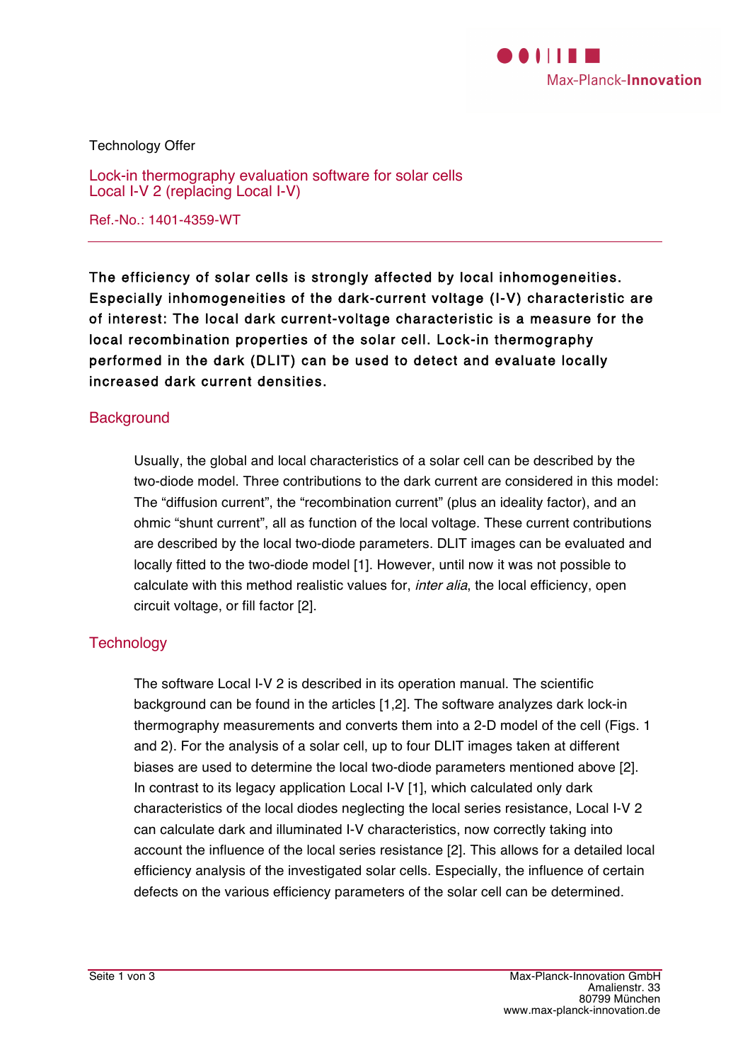Technology Offer

## Lock-in thermography evaluation software for solar cells
## Local I-V 2 (replacing Local I-V)

Ref.-No.: 1401-4359-WT

---

**The efficiency of solar cells is strongly affected by local inhomogeneities. Especially inhomogeneities of the dark-current voltage (I-V) characteristic are of interest: The local dark current-voltage characteristic is a measure for the local recombination properties of the solar cell. Lock-in thermography performed in the dark (DLIT) can be used to detect and evaluate locally increased dark current densities.**

## Background

Usually, the global and local characteristics of a solar cell can be described by the two-diode model. Three contributions to the dark current are considered in this model: The “diffusion current”, the “recombination current” (plus an ideality factor), and an ohmic “shunt current”, all as function of the local voltage. These current contributions are described by the local two-diode parameters. DLIT images can be evaluated and locally fitted to the two-diode model [1]. However, until now it was not possible to calculate with this method realistic values for, *inter alia*, the local efficiency, open circuit voltage, or fill factor [2].

## Technology

The software Local I-V 2 is described in its operation manual. The scientific background can be found in the articles [1,2]. The software analyzes dark lock-in thermography measurements and converts them into a 2-D model of the cell (Figs. 1 and 2). For the analysis of a solar cell, up to four DLIT images taken at different biases are used to determine the local two-diode parameters mentioned above [2]. In contrast to its legacy application Local I-V [1], which calculated only dark characteristics of the local diodes neglecting the local series resistance, Local I-V 2 can calculate dark and illuminated I-V characteristics, now correctly taking into account the influence of the local series resistance [2]. This allows for a detailed local efficiency analysis of the investigated solar cells. Especially, the influence of certain defects on the various efficiency parameters of the solar cell can be determined.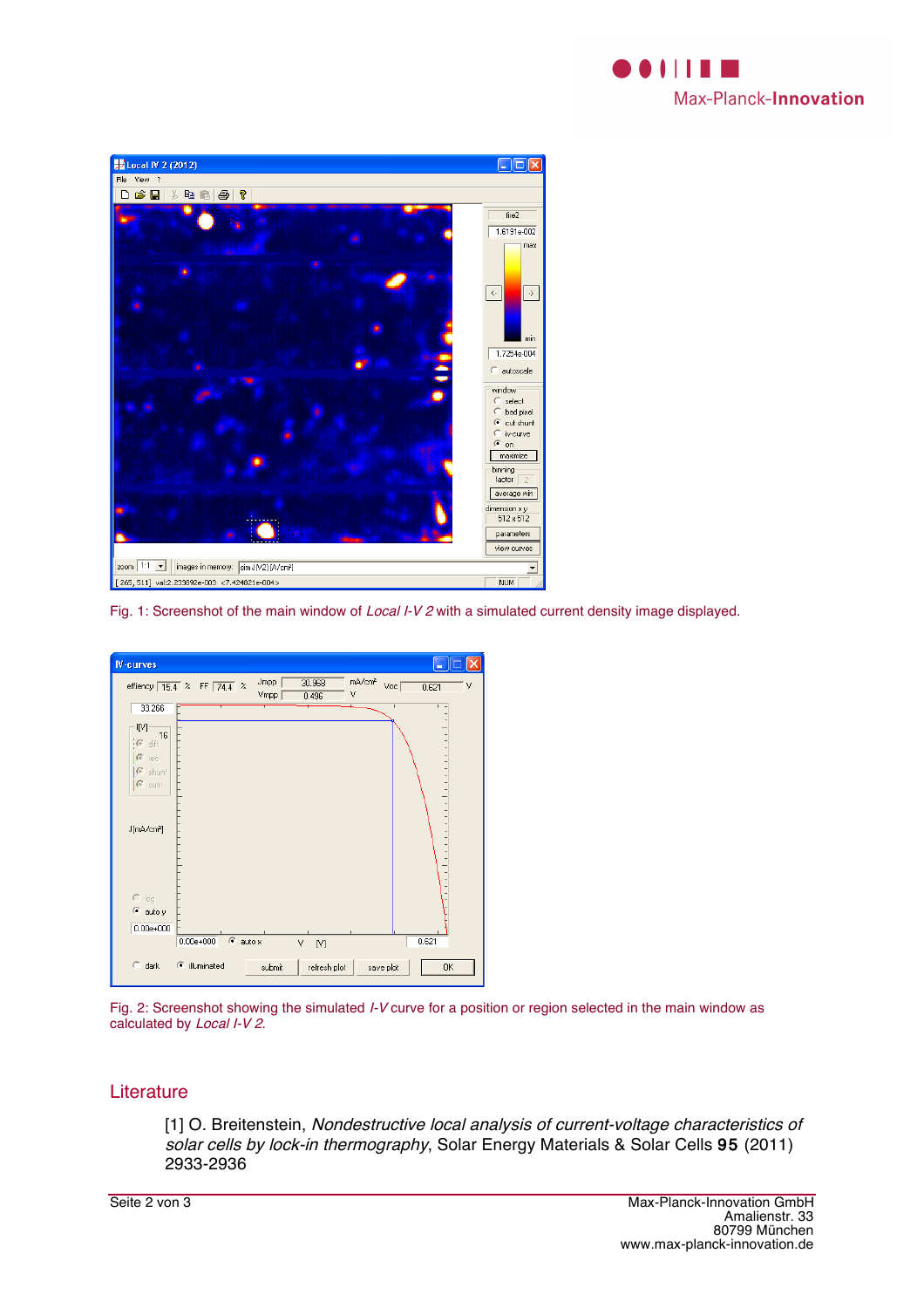Fig. 1: Screenshot of the main window of *Local I-V 2* with a simulated current density image displayed.

Fig. 2: Screenshot showing the simulated *I-V* curve for a position or region selected in the main window as calculated by *Local I-V 2*.

## Literature

[1] O. Breitenstein, *Nondestructive local analysis of current-voltage characteristics of solar cells by lock-in thermography*, Solar Energy Materials & Solar Cells **95** (2011) 2933-2936

Max-Planck-Innovation GmbH
Amalienstr. 33
80799 München
www.max-planck-innovation.de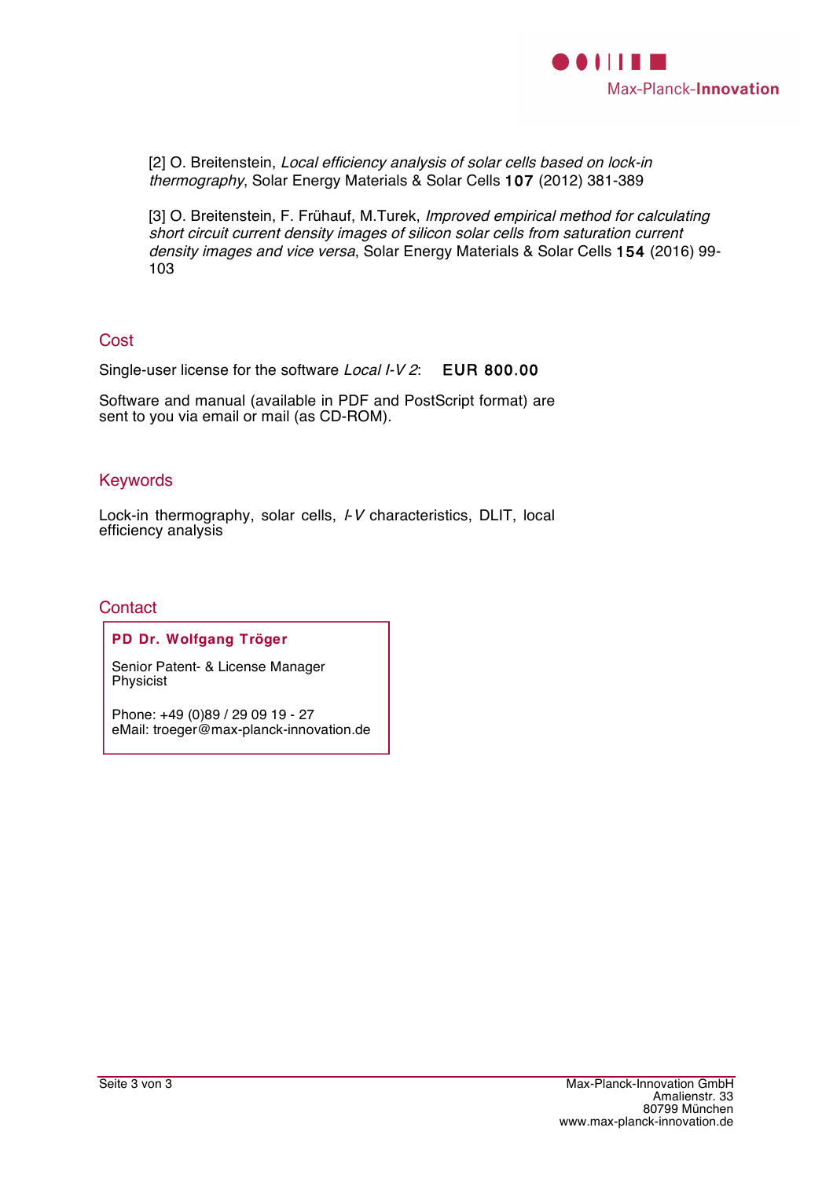[2] O. Breitenstein, *Local efficiency analysis of solar cells based on lock-in thermography*, Solar Energy Materials & Solar Cells **107** (2012) 381-389

[3] O. Breitenstein, F. Frühauf, M.Turek, *Improved empirical method for calculating short circuit current density images of silicon solar cells from saturation current density images and vice versa*, Solar Energy Materials & Solar Cells **154** (2016) 99-103

## Cost

Single-user license for the software *Local I-V 2*: **EUR 800.00**

Software and manual (available in PDF and PostScript format) are sent to you via email or mail (as CD-ROM).

## Keywords

Lock-in thermography, solar cells, *I-V* characteristics, DLIT, local efficiency analysis

## Contact

**PD Dr. Wolfgang Tröger**

Senior Patent- & License Manager
Physicist

Phone: +49 (0)89 / 29 09 19 - 27
eMail: troeger@max-planck-innovation.de